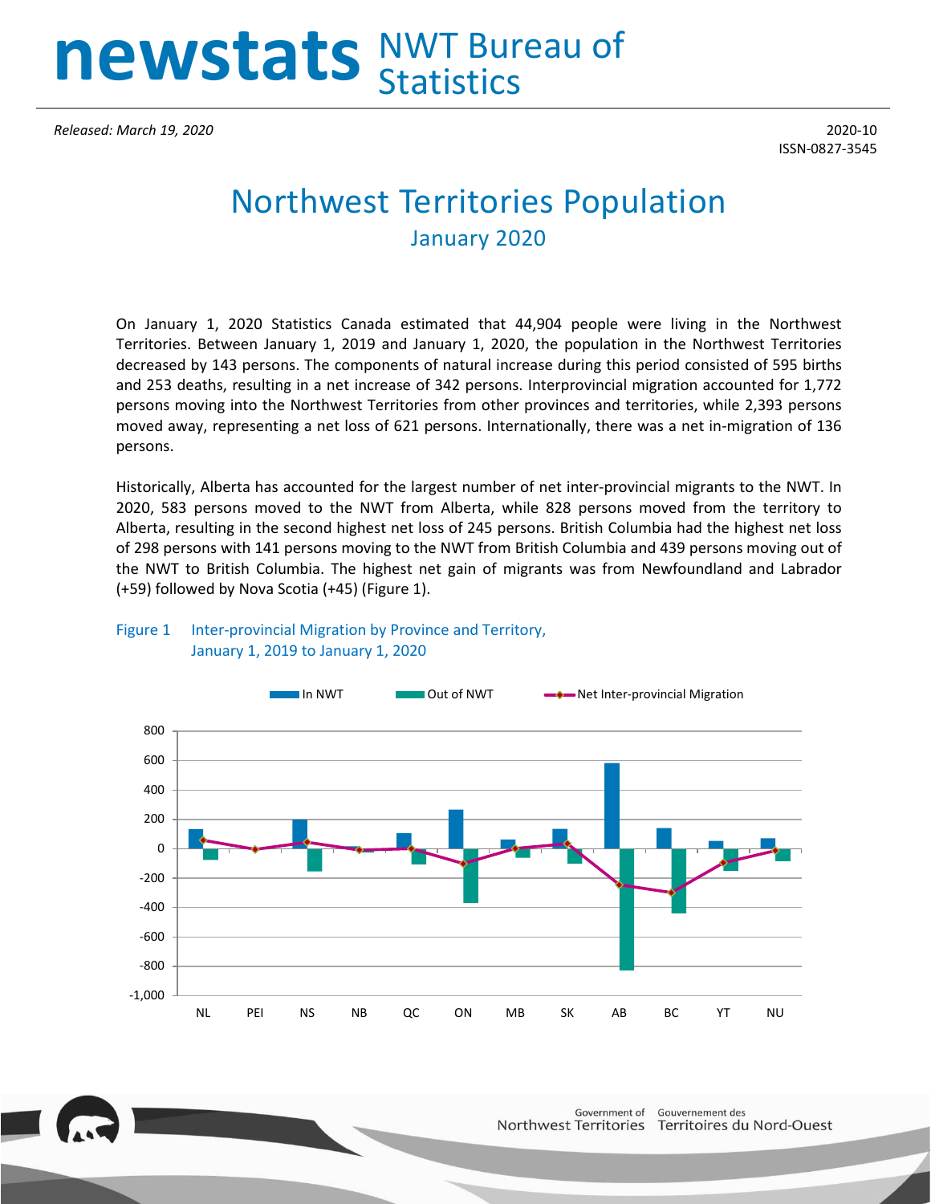# newstats NWT Bureau of Statistics

*Released: March 19, 2020*

2020-10
ISSN-0827-3545

# Northwest Territories Population

## January 2020

On January 1, 2020 Statistics Canada estimated that 44,904 people were living in the Northwest Territories. Between January 1, 2019 and January 1, 2020, the population in the Northwest Territories decreased by 143 persons. The components of natural increase during this period consisted of 595 births and 253 deaths, resulting in a net increase of 342 persons. Interprovincial migration accounted for 1,772 persons moving into the Northwest Territories from other provinces and territories, while 2,393 persons moved away, representing a net loss of 621 persons. Internationally, there was a net in-migration of 136 persons.

Historically, Alberta has accounted for the largest number of net inter-provincial migrants to the NWT. In 2020, 583 persons moved to the NWT from Alberta, while 828 persons moved from the territory to Alberta, resulting in the second highest net loss of 245 persons. British Columbia had the highest net loss of 298 persons with 141 persons moving to the NWT from British Columbia and 439 persons moving out of the NWT to British Columbia. The highest net gain of migrants was from Newfoundland and Labrador (+59) followed by Nova Scotia (+45) (Figure 1).

Figure 1 Inter-provincial Migration by Province and Territory, January 1, 2019 to January 1, 2020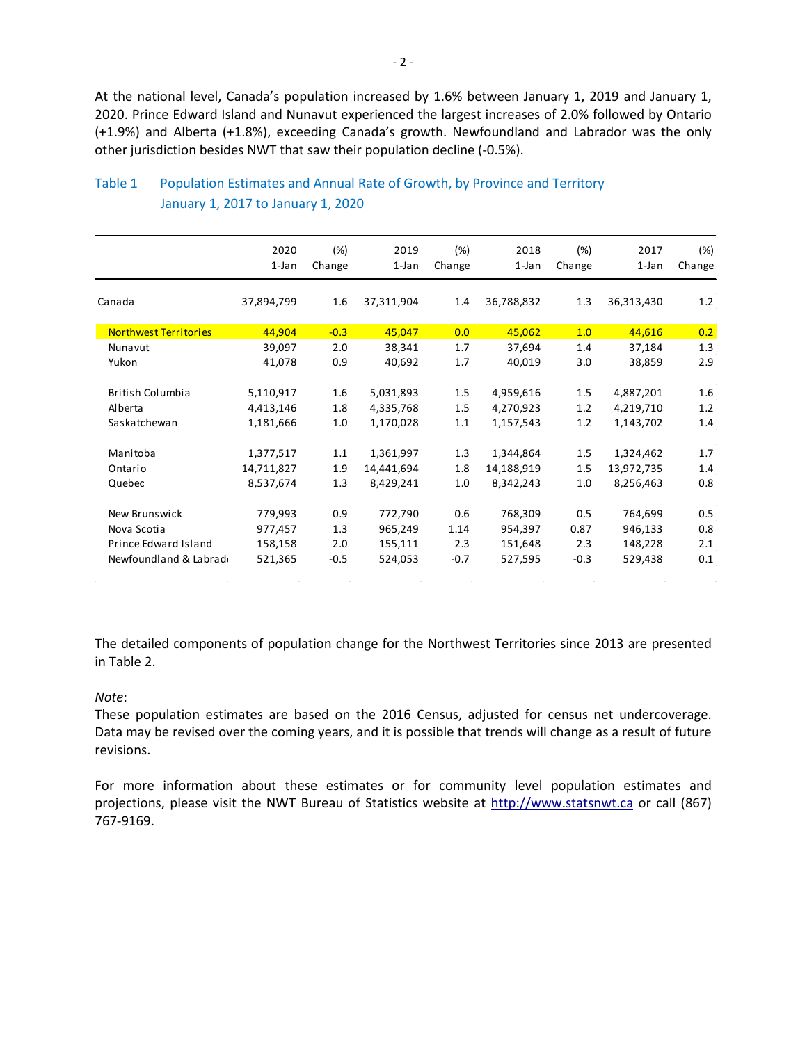At the national level, Canada's population increased by 1.6% between January 1, 2019 and January 1, 2020. Prince Edward Island and Nunavut experienced the largest increases of 2.0% followed by Ontario (+1.9%) and Alberta (+1.8%), exceeding Canada's growth. Newfoundland and Labrador was the only other jurisdiction besides NWT that saw their population decline (-0.5%).

Table 1 Population Estimates and Annual Rate of Growth, by Province and Territory
January 1, 2017 to January 1, 2020

| | 2020 1-Jan | (%) Change | 2019 1-Jan | (%) Change | 2018 1-Jan | (%) Change | 2017 1-Jan | (%) Change |
|---|---|---|---|---|---|---|---|---|
| Canada | 37,894,799 | 1.6 | 37,311,904 | 1.4 | 36,788,832 | 1.3 | 36,313,430 | 1.2 |
| Northwest Territories | 44,904 | -0.3 | 45,047 | 0.0 | 45,062 | 1.0 | 44,616 | 0.2 |
| Nunavut | 39,097 | 2.0 | 38,341 | 1.7 | 37,694 | 1.4 | 37,184 | 1.3 |
| Yukon | 41,078 | 0.9 | 40,692 | 1.7 | 40,019 | 3.0 | 38,859 | 2.9 |
| British Columbia | 5,110,917 | 1.6 | 5,031,893 | 1.5 | 4,959,616 | 1.5 | 4,887,201 | 1.6 |
| Alberta | 4,413,146 | 1.8 | 4,335,768 | 1.5 | 4,270,923 | 1.2 | 4,219,710 | 1.2 |
| Saskatchewan | 1,181,666 | 1.0 | 1,170,028 | 1.1 | 1,157,543 | 1.2 | 1,143,702 | 1.4 |
| Manitoba | 1,377,517 | 1.1 | 1,361,997 | 1.3 | 1,344,864 | 1.5 | 1,324,462 | 1.7 |
| Ontario | 14,711,827 | 1.9 | 14,441,694 | 1.8 | 14,188,919 | 1.5 | 13,972,735 | 1.4 |
| Quebec | 8,537,674 | 1.3 | 8,429,241 | 1.0 | 8,342,243 | 1.0 | 8,256,463 | 0.8 |
| New Brunswick | 779,993 | 0.9 | 772,790 | 0.6 | 768,309 | 0.5 | 764,699 | 0.5 |
| Nova Scotia | 977,457 | 1.3 | 965,249 | 1.14 | 954,397 | 0.87 | 946,133 | 0.8 |
| Prince Edward Island | 158,158 | 2.0 | 155,111 | 2.3 | 151,648 | 2.3 | 148,228 | 2.1 |
| Newfoundland & Labrador | 521,365 | -0.5 | 524,053 | -0.7 | 527,595 | -0.3 | 529,438 | 0.1 |

The detailed components of population change for the Northwest Territories since 2013 are presented in Table 2.

*Note*:
These population estimates are based on the 2016 Census, adjusted for census net undercoverage. Data may be revised over the coming years, and it is possible that trends will change as a result of future revisions.

For more information about these estimates or for community level population estimates and projections, please visit the NWT Bureau of Statistics website at http://www.statsnwt.ca or call (867) 767-9169.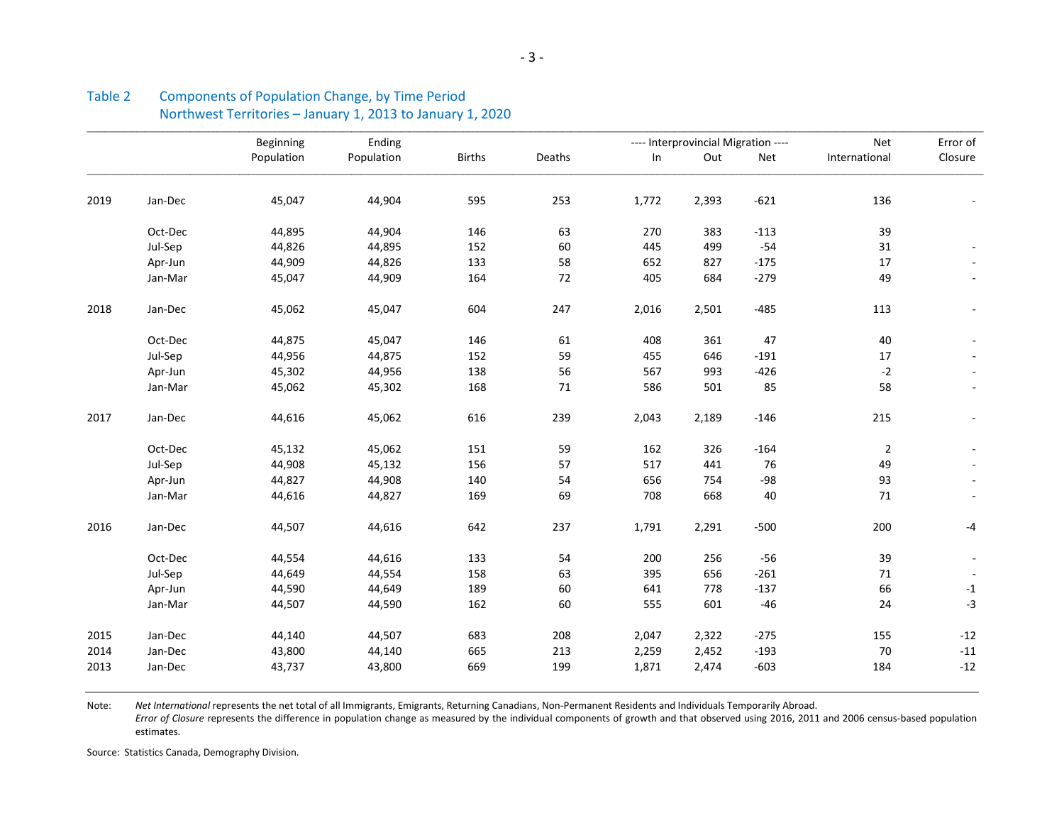## Table 2 Components of Population Change, by Time Period
### Northwest Territories – January 1, 2013 to January 1, 2020

| | | Beginning Population | Ending Population | Births | Deaths | ---- Interprovincial Migration ---- In | Out | Net | Net International | Error of Closure |
|---|---|---|---|---|---|---|---|---|---|---|
| 2019 | Jan-Dec | 45,047 | 44,904 | 595 | 253 | 1,772 | 2,393 | -621 | 136 | - |
| | Oct-Dec | 44,895 | 44,904 | 146 | 63 | 270 | 383 | -113 | 39 | |
| | Jul-Sep | 44,826 | 44,895 | 152 | 60 | 445 | 499 | -54 | 31 | - |
| | Apr-Jun | 44,909 | 44,826 | 133 | 58 | 652 | 827 | -175 | 17 | - |
| | Jan-Mar | 45,047 | 44,909 | 164 | 72 | 405 | 684 | -279 | 49 | - |
| 2018 | Jan-Dec | 45,062 | 45,047 | 604 | 247 | 2,016 | 2,501 | -485 | 113 | - |
| | Oct-Dec | 44,875 | 45,047 | 146 | 61 | 408 | 361 | 47 | 40 | - |
| | Jul-Sep | 44,956 | 44,875 | 152 | 59 | 455 | 646 | -191 | 17 | - |
| | Apr-Jun | 45,302 | 44,956 | 138 | 56 | 567 | 993 | -426 | -2 | - |
| | Jan-Mar | 45,062 | 45,302 | 168 | 71 | 586 | 501 | 85 | 58 | - |
| 2017 | Jan-Dec | 44,616 | 45,062 | 616 | 239 | 2,043 | 2,189 | -146 | 215 | - |
| | Oct-Dec | 45,132 | 45,062 | 151 | 59 | 162 | 326 | -164 | 2 | - |
| | Jul-Sep | 44,908 | 45,132 | 156 | 57 | 517 | 441 | 76 | 49 | - |
| | Apr-Jun | 44,827 | 44,908 | 140 | 54 | 656 | 754 | -98 | 93 | - |
| | Jan-Mar | 44,616 | 44,827 | 169 | 69 | 708 | 668 | 40 | 71 | - |
| 2016 | Jan-Dec | 44,507 | 44,616 | 642 | 237 | 1,791 | 2,291 | -500 | 200 | -4 |
| | Oct-Dec | 44,554 | 44,616 | 133 | 54 | 200 | 256 | -56 | 39 | - |
| | Jul-Sep | 44,649 | 44,554 | 158 | 63 | 395 | 656 | -261 | 71 | - |
| | Apr-Jun | 44,590 | 44,649 | 189 | 60 | 641 | 778 | -137 | 66 | -1 |
| | Jan-Mar | 44,507 | 44,590 | 162 | 60 | 555 | 601 | -46 | 24 | -3 |
| 2015 | Jan-Dec | 44,140 | 44,507 | 683 | 208 | 2,047 | 2,322 | -275 | 155 | -12 |
| 2014 | Jan-Dec | 43,800 | 44,140 | 665 | 213 | 2,259 | 2,452 | -193 | 70 | -11 |
| 2013 | Jan-Dec | 43,737 | 43,800 | 669 | 199 | 1,871 | 2,474 | -603 | 184 | -12 |

Note: *Net International* represents the net total of all Immigrants, Emigrants, Returning Canadians, Non-Permanent Residents and Individuals Temporarily Abroad.
*Error of Closure* represents the difference in population change as measured by the individual components of growth and that observed using 2016, 2011 and 2006 census-based population estimates.

Source: Statistics Canada, Demography Division.